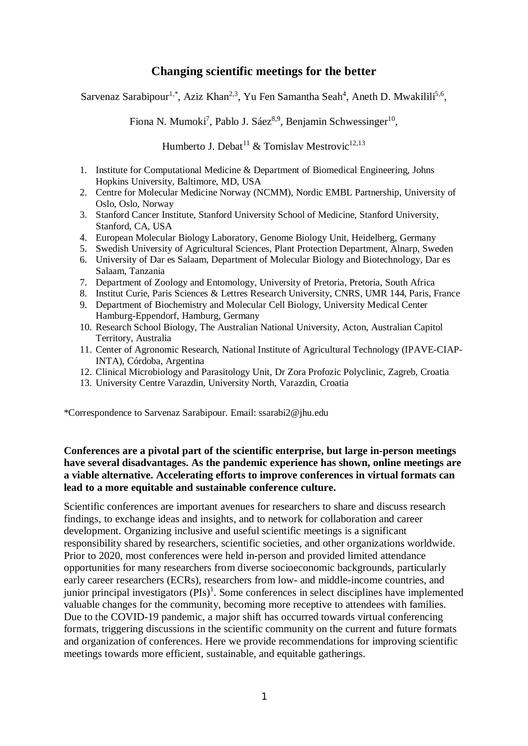# Changing scientific meetings for the better

Sarvenaz Sarabipour[1,*], Aziz Khan[2,3], Yu Fen Samantha Seah[4], Aneth D. Mwakilili[5,6], Fiona N. Mumoki[7], Pablo J. Sáez[8,9], Benjamin Schwessinger[10], Humberto J. Debat[11] & Tomislav Mestrovic[12,13]

1. Institute for Computational Medicine & Department of Biomedical Engineering, Johns Hopkins University, Baltimore, MD, USA
2. Centre for Molecular Medicine Norway (NCMM), Nordic EMBL Partnership, University of Oslo, Oslo, Norway
3. Stanford Cancer Institute, Stanford University School of Medicine, Stanford University, Stanford, CA, USA
4. European Molecular Biology Laboratory, Genome Biology Unit, Heidelberg, Germany
5. Swedish University of Agricultural Sciences, Plant Protection Department, Alnarp, Sweden
6. University of Dar es Salaam, Department of Molecular Biology and Biotechnology, Dar es Salaam, Tanzania
7. Department of Zoology and Entomology, University of Pretoria, Pretoria, South Africa
8. Institut Curie, Paris Sciences & Lettres Research University, CNRS, UMR 144, Paris, France
9. Department of Biochemistry and Molecular Cell Biology, University Medical Center Hamburg-Eppendorf, Hamburg, Germany
10. Research School Biology, The Australian National University, Acton, Australian Capitol Territory, Australia
11. Center of Agronomic Research, National Institute of Agricultural Technology (IPAVE-CIAP-INTA), Córdoba, Argentina
12. Clinical Microbiology and Parasitology Unit, Dr Zora Profozic Polyclinic, Zagreb, Croatia
13. University Centre Varazdin, University North, Varazdin, Croatia

*Correspondence to Sarvenaz Sarabipour. Email: ssarabi2@jhu.edu

**Conferences are a pivotal part of the scientific enterprise, but large in-person meetings have several disadvantages. As the pandemic experience has shown, online meetings are a viable alternative. Accelerating efforts to improve conferences in virtual formats can lead to a more equitable and sustainable conference culture.**

Scientific conferences are important avenues for researchers to share and discuss research findings, to exchange ideas and insights, and to network for collaboration and career development. Organizing inclusive and useful scientific meetings is a significant responsibility shared by researchers, scientific societies, and other organizations worldwide. Prior to 2020, most conferences were held in-person and provided limited attendance opportunities for many researchers from diverse socioeconomic backgrounds, particularly early career researchers (ECRs), researchers from low- and middle-income countries, and junior principal investigators (PIs)[1]. Some conferences in select disciplines have implemented valuable changes for the community, becoming more receptive to attendees with families. Due to the COVID-19 pandemic, a major shift has occurred towards virtual conferencing formats, triggering discussions in the scientific community on the current and future formats and organization of conferences. Here we provide recommendations for improving scientific meetings towards more efficient, sustainable, and equitable gatherings.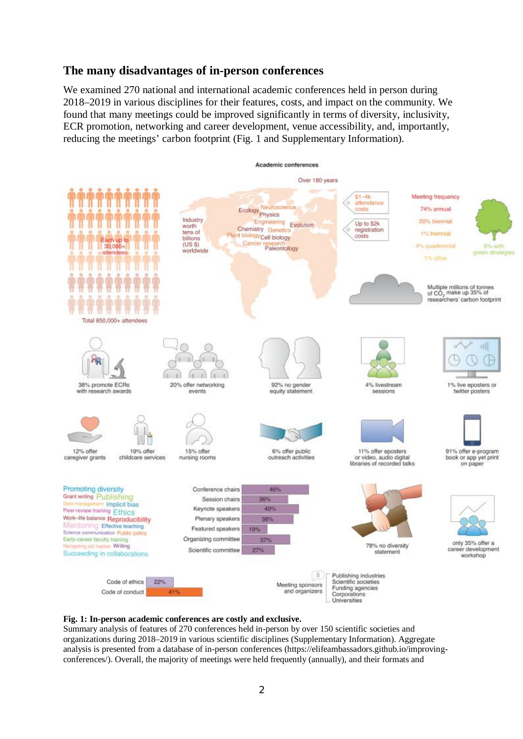## The many disadvantages of in-person conferences

We examined 270 national and international academic conferences held in person during 2018–2019 in various disciplines for their features, costs, and impact on the community. We found that many meetings could be improved significantly in terms of diversity, inclusivity, ECR promotion, networking and career development, venue accessibility, and, importantly, reducing the meetings' carbon footprint (Fig. 1 and Supplementary Information).

**Fig. 1: In-person academic conferences are costly and exclusive.**
Summary analysis of features of 270 conferences held in-person by over 150 scientific societies and organizations during 2018–2019 in various scientific disciplines (Supplementary Information). Aggregate analysis is presented from a database of in-person conferences (https://elifeambassadors.github.io/improving-conferences/). Overall, the majority of meetings were held frequently (annually), and their formats and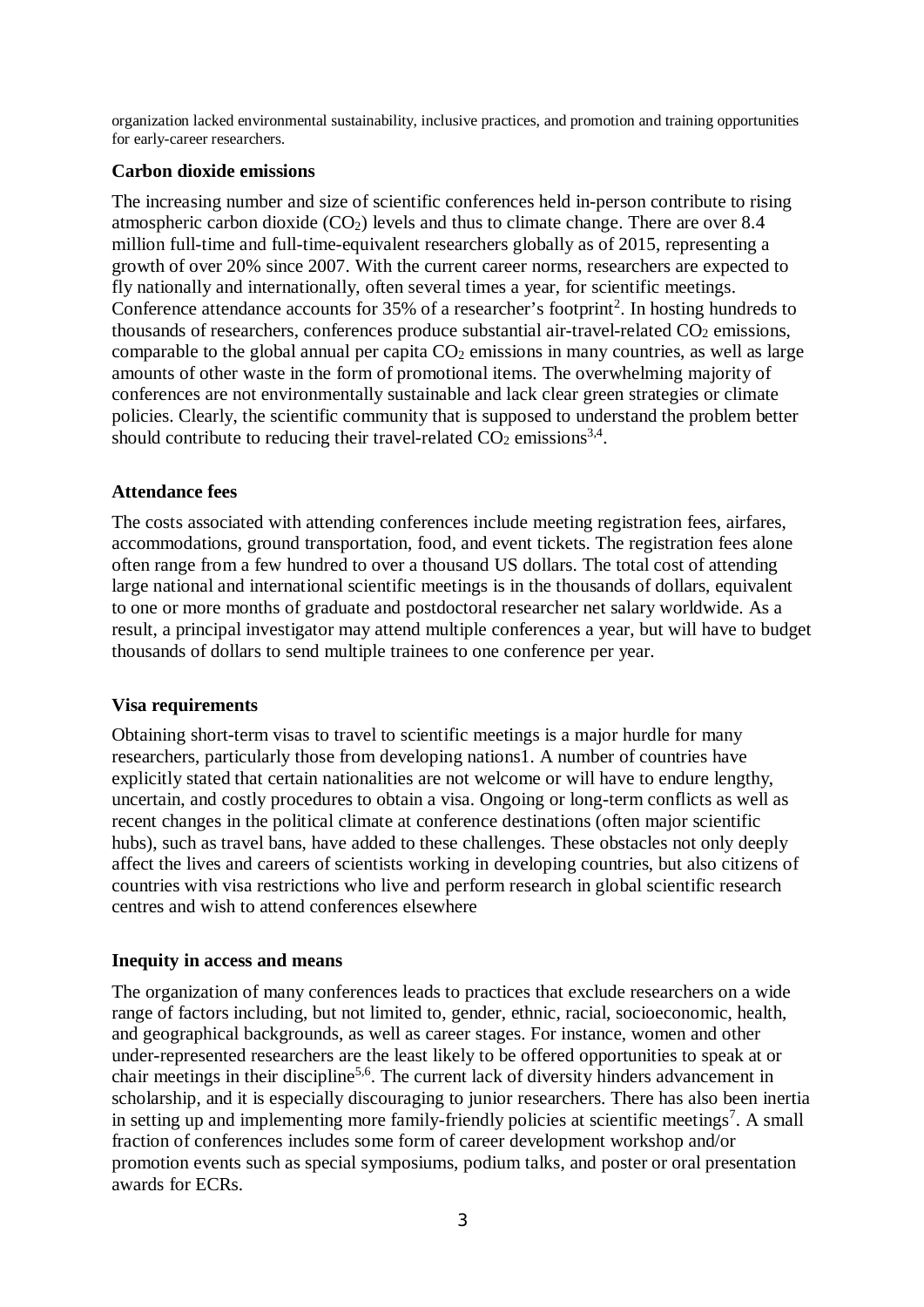organization lacked environmental sustainability, inclusive practices, and promotion and training opportunities for early-career researchers.

**Carbon dioxide emissions**

The increasing number and size of scientific conferences held in-person contribute to rising atmospheric carbon dioxide ($CO_2$) levels and thus to climate change. There are over 8.4 million full-time and full-time-equivalent researchers globally as of 2015, representing a growth of over 20% since 2007. With the current career norms, researchers are expected to fly nationally and internationally, often several times a year, for scientific meetings. Conference attendance accounts for 35% of a researcher's footprint[2]. In hosting hundreds to thousands of researchers, conferences produce substantial air-travel-related $CO_2$ emissions, comparable to the global annual per capita $CO_2$ emissions in many countries, as well as large amounts of other waste in the form of promotional items. The overwhelming majority of conferences are not environmentally sustainable and lack clear green strategies or climate policies. Clearly, the scientific community that is supposed to understand the problem better should contribute to reducing their travel-related $CO_2$ emissions[3,4].

**Attendance fees**

The costs associated with attending conferences include meeting registration fees, airfares, accommodations, ground transportation, food, and event tickets. The registration fees alone often range from a few hundred to over a thousand US dollars. The total cost of attending large national and international scientific meetings is in the thousands of dollars, equivalent to one or more months of graduate and postdoctoral researcher net salary worldwide. As a result, a principal investigator may attend multiple conferences a year, but will have to budget thousands of dollars to send multiple trainees to one conference per year.

**Visa requirements**

Obtaining short-term visas to travel to scientific meetings is a major hurdle for many researchers, particularly those from developing nations1. A number of countries have explicitly stated that certain nationalities are not welcome or will have to endure lengthy, uncertain, and costly procedures to obtain a visa. Ongoing or long-term conflicts as well as recent changes in the political climate at conference destinations (often major scientific hubs), such as travel bans, have added to these challenges. These obstacles not only deeply affect the lives and careers of scientists working in developing countries, but also citizens of countries with visa restrictions who live and perform research in global scientific research centres and wish to attend conferences elsewhere

**Inequity in access and means**

The organization of many conferences leads to practices that exclude researchers on a wide range of factors including, but not limited to, gender, ethnic, racial, socioeconomic, health, and geographical backgrounds, as well as career stages. For instance, women and other under-represented researchers are the least likely to be offered opportunities to speak at or chair meetings in their discipline[5,6]. The current lack of diversity hinders advancement in scholarship, and it is especially discouraging to junior researchers. There has also been inertia in setting up and implementing more family-friendly policies at scientific meetings[7]. A small fraction of conferences includes some form of career development workshop and/or promotion events such as special symposiums, podium talks, and poster or oral presentation awards for ECRs.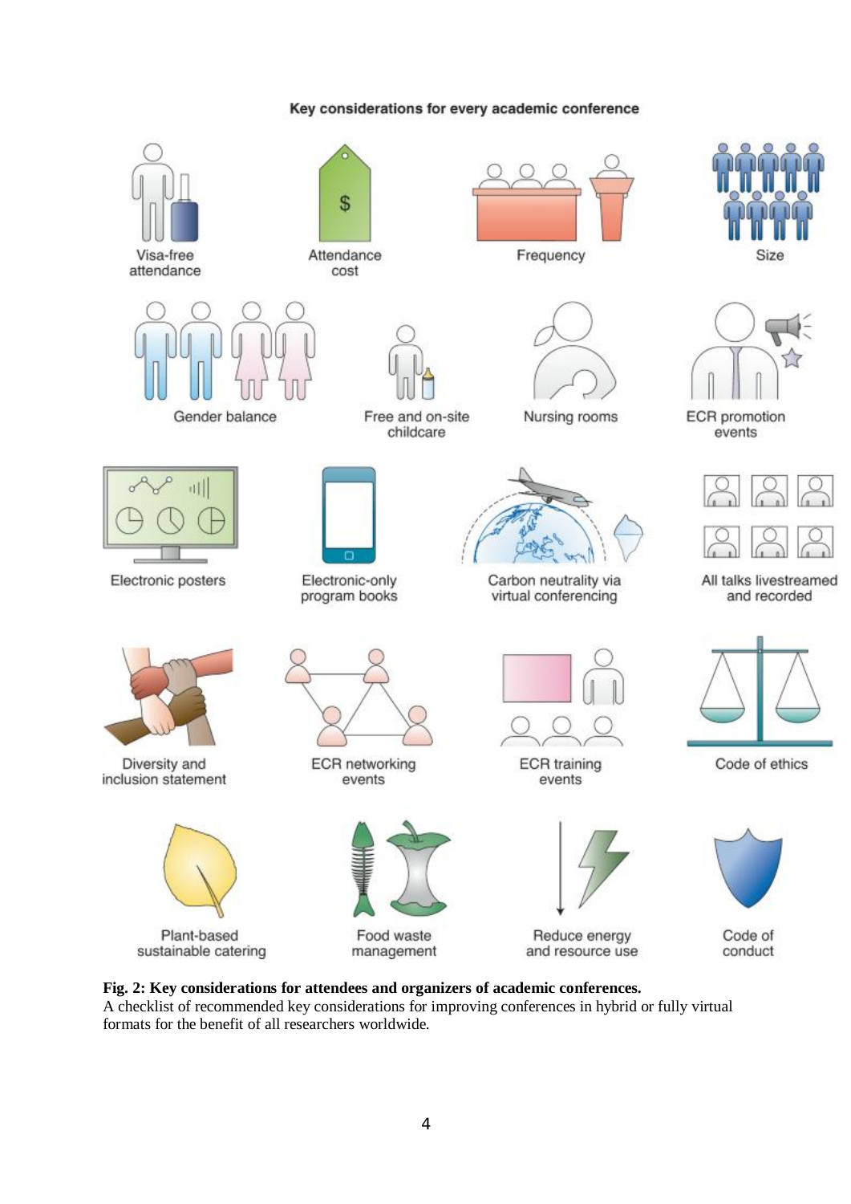**Fig. 2: Key considerations for attendees and organizers of academic conferences.**
A checklist of recommended key considerations for improving conferences in hybrid or fully virtual formats for the benefit of all researchers worldwide.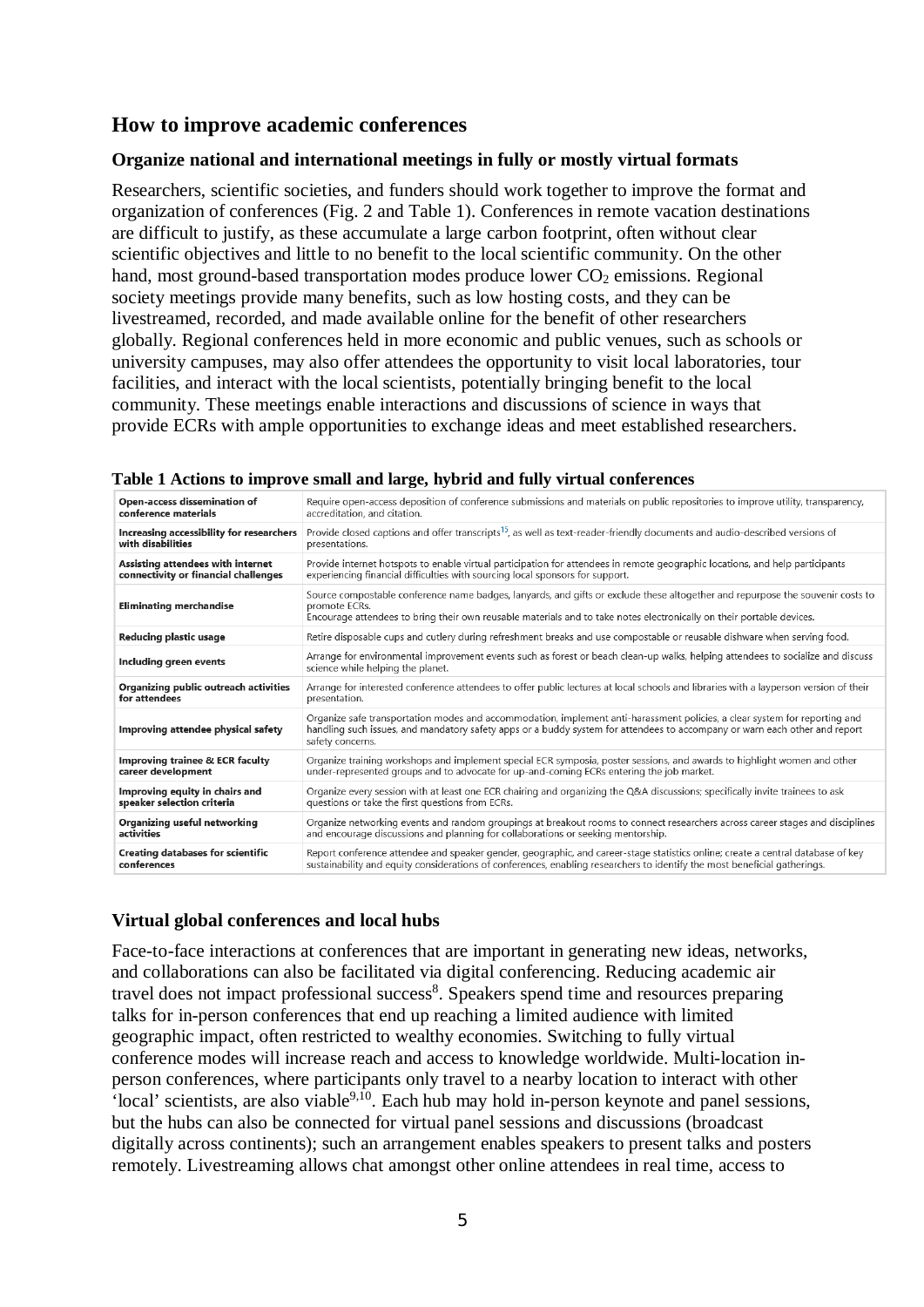## How to improve academic conferences

### Organize national and international meetings in fully or mostly virtual formats

Researchers, scientific societies, and funders should work together to improve the format and organization of conferences (Fig. 2 and Table 1). Conferences in remote vacation destinations are difficult to justify, as these accumulate a large carbon footprint, often without clear scientific objectives and little to no benefit to the local scientific community. On the other hand, most ground-based transportation modes produce lower $CO_2$ emissions. Regional society meetings provide many benefits, such as low hosting costs, and they can be livestreamed, recorded, and made available online for the benefit of other researchers globally. Regional conferences held in more economic and public venues, such as schools or university campuses, may also offer attendees the opportunity to visit local laboratories, tour facilities, and interact with the local scientists, potentially bringing benefit to the local community. These meetings enable interactions and discussions of science in ways that provide ECRs with ample opportunities to exchange ideas and meet established researchers.

**Table 1 Actions to improve small and large, hybrid and fully virtual conferences**

| | |
|---|---|
| **Open-access dissemination of conference materials** | Require open-access deposition of conference submissions and materials on public repositories to improve utility, transparency, accreditation, and citation. |
| **Increasing accessibility for researchers with disabilities** | Provide closed captions and offer transcripts[15], as well as text-reader-friendly documents and audio-described versions of presentations. |
| **Assisting attendees with internet connectivity or financial challenges** | Provide internet hotspots to enable virtual participation for attendees in remote geographic locations, and help participants experiencing financial difficulties with sourcing local sponsors for support. |
| **Eliminating merchandise** | Source compostable conference name badges, lanyards, and gifts or exclude these altogether and repurpose the souvenir costs to promote ECRs. Encourage attendees to bring their own reusable materials and to take notes electronically on their portable devices. |
| **Reducing plastic usage** | Retire disposable cups and cutlery during refreshment breaks and use compostable or reusable dishware when serving food. |
| **Including green events** | Arrange for environmental improvement events such as forest or beach clean-up walks, helping attendees to socialize and discuss science while helping the planet. |
| **Organizing public outreach activities for attendees** | Arrange for interested conference attendees to offer public lectures at local schools and libraries with a layperson version of their presentation. |
| **Improving attendee physical safety** | Organize safe transportation modes and accommodation, implement anti-harassment policies, a clear system for reporting and handling such issues, and mandatory safety apps or a buddy system for attendees to accompany or warn each other and report safety concerns. |
| **Improving trainee & ECR faculty career development** | Organize training workshops and implement special ECR symposia, poster sessions, and awards to highlight women and other under-represented groups and to advocate for up-and-coming ECRs entering the job market. |
| **Improving equity in chairs and speaker selection criteria** | Organize every session with at least one ECR chairing and organizing the Q&A discussions; specifically invite trainees to ask questions or take the first questions from ECRs. |
| **Organizing useful networking activities** | Organize networking events and random groupings at breakout rooms to connect researchers across career stages and disciplines and encourage discussions and planning for collaborations or seeking mentorship. |
| **Creating databases for scientific conferences** | Report conference attendee and speaker gender, geographic, and career-stage statistics online; create a central database of key sustainability and equity considerations of conferences, enabling researchers to identify the most beneficial gatherings. |

### Virtual global conferences and local hubs

Face-to-face interactions at conferences that are important in generating new ideas, networks, and collaborations can also be facilitated via digital conferencing. Reducing academic air travel does not impact professional success[8]. Speakers spend time and resources preparing talks for in-person conferences that end up reaching a limited audience with limited geographic impact, often restricted to wealthy economies. Switching to fully virtual conference modes will increase reach and access to knowledge worldwide. Multi-location in-person conferences, where participants only travel to a nearby location to interact with other 'local' scientists, are also viable[9,10]. Each hub may hold in-person keynote and panel sessions, but the hubs can also be connected for virtual panel sessions and discussions (broadcast digitally across continents); such an arrangement enables speakers to present talks and posters remotely. Livestreaming allows chat amongst other online attendees in real time, access to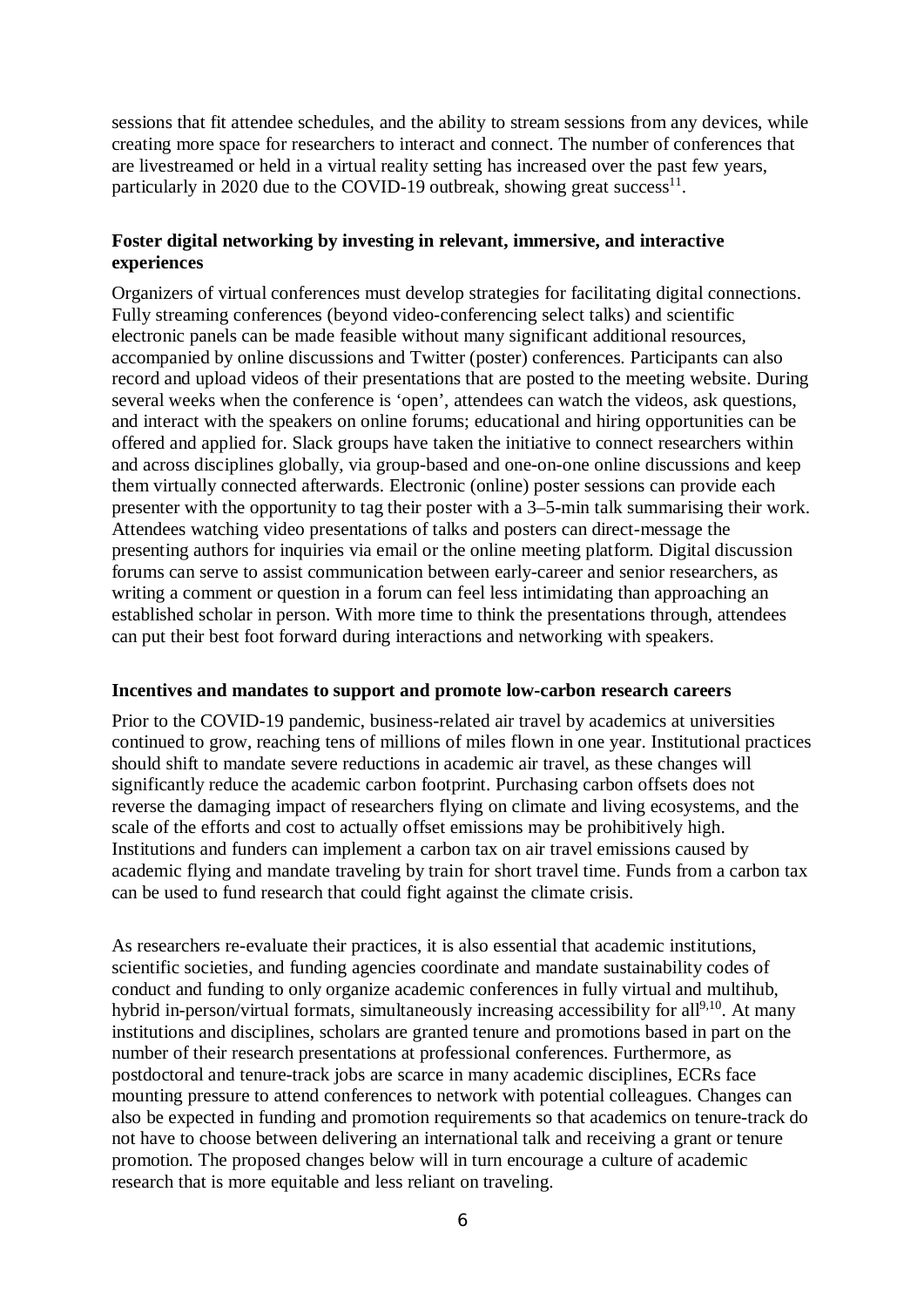sessions that fit attendee schedules, and the ability to stream sessions from any devices, while creating more space for researchers to interact and connect. The number of conferences that are livestreamed or held in a virtual reality setting has increased over the past few years, particularly in 2020 due to the COVID-19 outbreak, showing great success[11].

**Foster digital networking by investing in relevant, immersive, and interactive experiences**

Organizers of virtual conferences must develop strategies for facilitating digital connections. Fully streaming conferences (beyond video-conferencing select talks) and scientific electronic panels can be made feasible without many significant additional resources, accompanied by online discussions and Twitter (poster) conferences. Participants can also record and upload videos of their presentations that are posted to the meeting website. During several weeks when the conference is 'open', attendees can watch the videos, ask questions, and interact with the speakers on online forums; educational and hiring opportunities can be offered and applied for. Slack groups have taken the initiative to connect researchers within and across disciplines globally, via group-based and one-on-one online discussions and keep them virtually connected afterwards. Electronic (online) poster sessions can provide each presenter with the opportunity to tag their poster with a 3–5-min talk summarising their work. Attendees watching video presentations of talks and posters can direct-message the presenting authors for inquiries via email or the online meeting platform. Digital discussion forums can serve to assist communication between early-career and senior researchers, as writing a comment or question in a forum can feel less intimidating than approaching an established scholar in person. With more time to think the presentations through, attendees can put their best foot forward during interactions and networking with speakers.

**Incentives and mandates to support and promote low-carbon research careers**

Prior to the COVID-19 pandemic, business-related air travel by academics at universities continued to grow, reaching tens of millions of miles flown in one year. Institutional practices should shift to mandate severe reductions in academic air travel, as these changes will significantly reduce the academic carbon footprint. Purchasing carbon offsets does not reverse the damaging impact of researchers flying on climate and living ecosystems, and the scale of the efforts and cost to actually offset emissions may be prohibitively high. Institutions and funders can implement a carbon tax on air travel emissions caused by academic flying and mandate traveling by train for short travel time. Funds from a carbon tax can be used to fund research that could fight against the climate crisis.

As researchers re-evaluate their practices, it is also essential that academic institutions, scientific societies, and funding agencies coordinate and mandate sustainability codes of conduct and funding to only organize academic conferences in fully virtual and multihub, hybrid in-person/virtual formats, simultaneously increasing accessibility for all[9,10]. At many institutions and disciplines, scholars are granted tenure and promotions based in part on the number of their research presentations at professional conferences. Furthermore, as postdoctoral and tenure-track jobs are scarce in many academic disciplines, ECRs face mounting pressure to attend conferences to network with potential colleagues. Changes can also be expected in funding and promotion requirements so that academics on tenure-track do not have to choose between delivering an international talk and receiving a grant or tenure promotion. The proposed changes below will in turn encourage a culture of academic research that is more equitable and less reliant on traveling.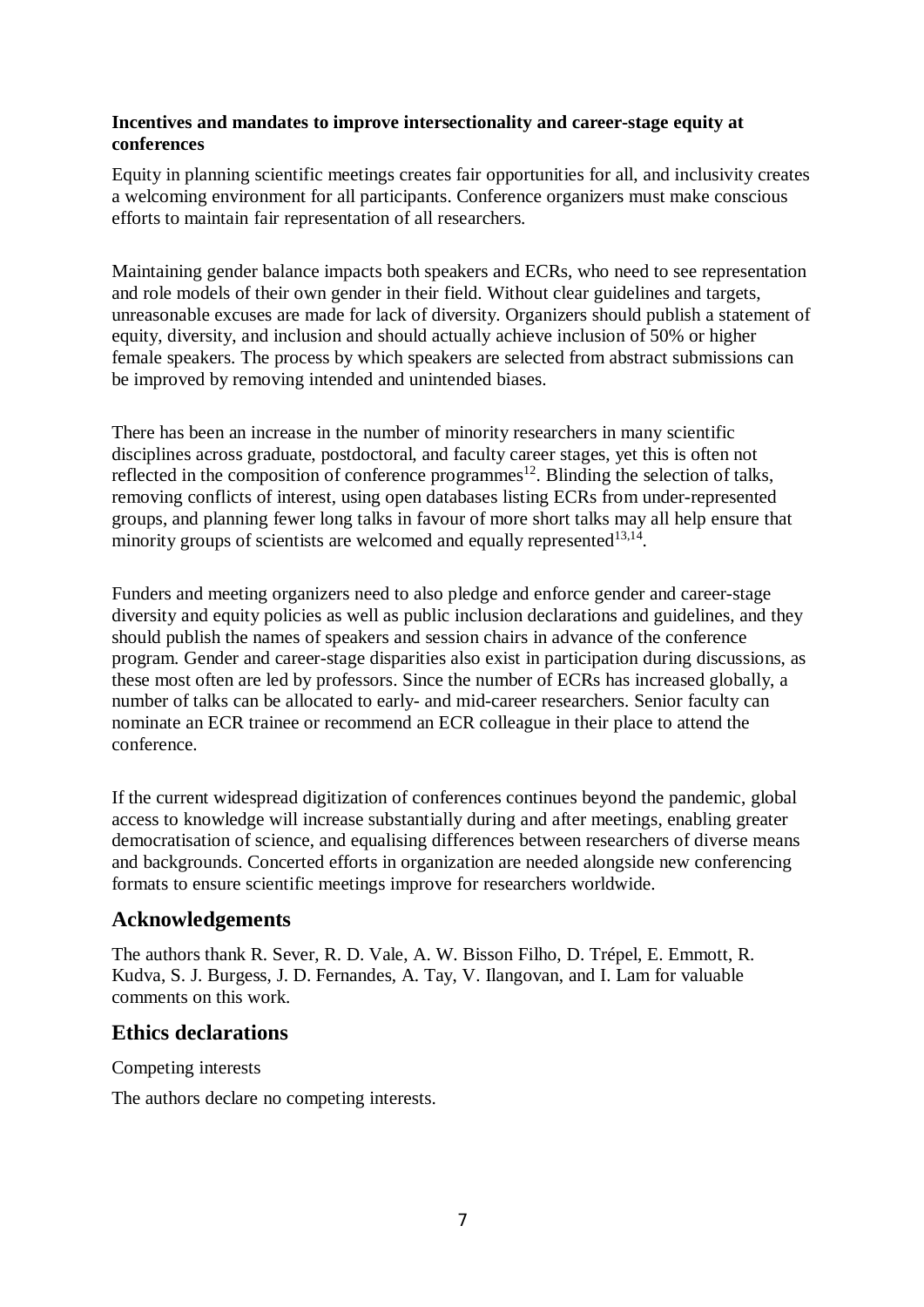**Incentives and mandates to improve intersectionality and career-stage equity at conferences**

Equity in planning scientific meetings creates fair opportunities for all, and inclusivity creates a welcoming environment for all participants. Conference organizers must make conscious efforts to maintain fair representation of all researchers.

Maintaining gender balance impacts both speakers and ECRs, who need to see representation and role models of their own gender in their field. Without clear guidelines and targets, unreasonable excuses are made for lack of diversity. Organizers should publish a statement of equity, diversity, and inclusion and should actually achieve inclusion of 50% or higher female speakers. The process by which speakers are selected from abstract submissions can be improved by removing intended and unintended biases.

There has been an increase in the number of minority researchers in many scientific disciplines across graduate, postdoctoral, and faculty career stages, yet this is often not reflected in the composition of conference programmes[12]. Blinding the selection of talks, removing conflicts of interest, using open databases listing ECRs from under-represented groups, and planning fewer long talks in favour of more short talks may all help ensure that minority groups of scientists are welcomed and equally represented[13,14].

Funders and meeting organizers need to also pledge and enforce gender and career-stage diversity and equity policies as well as public inclusion declarations and guidelines, and they should publish the names of speakers and session chairs in advance of the conference program. Gender and career-stage disparities also exist in participation during discussions, as these most often are led by professors. Since the number of ECRs has increased globally, a number of talks can be allocated to early- and mid-career researchers. Senior faculty can nominate an ECR trainee or recommend an ECR colleague in their place to attend the conference.

If the current widespread digitization of conferences continues beyond the pandemic, global access to knowledge will increase substantially during and after meetings, enabling greater democratisation of science, and equalising differences between researchers of diverse means and backgrounds. Concerted efforts in organization are needed alongside new conferencing formats to ensure scientific meetings improve for researchers worldwide.

## Acknowledgements

The authors thank R. Sever, R. D. Vale, A. W. Bisson Filho, D. Trépel, E. Emmott, R. Kudva, S. J. Burgess, J. D. Fernandes, A. Tay, V. Ilangovan, and I. Lam for valuable comments on this work.

## Ethics declarations

Competing interests

The authors declare no competing interests.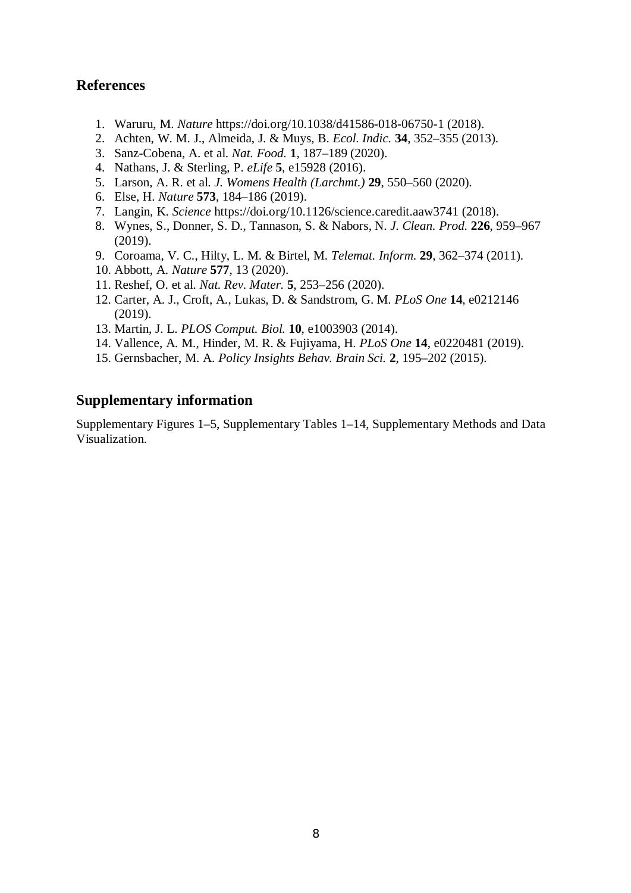## References

1. Waruru, M. *Nature* https://doi.org/10.1038/d41586-018-06750-1 (2018).
2. Achten, W. M. J., Almeida, J. & Muys, B. *Ecol. Indic.* **34**, 352–355 (2013).
3. Sanz-Cobena, A. et al. *Nat. Food.* **1**, 187–189 (2020).
4. Nathans, J. & Sterling, P. *eLife* **5**, e15928 (2016).
5. Larson, A. R. et al. *J. Womens Health (Larchmt.)* **29**, 550–560 (2020).
6. Else, H. *Nature* **573**, 184–186 (2019).
7. Langin, K. *Science* https://doi.org/10.1126/science.caredit.aaw3741 (2018).
8. Wynes, S., Donner, S. D., Tannason, S. & Nabors, N. *J. Clean. Prod.* **226**, 959–967 (2019).
9. Coroama, V. C., Hilty, L. M. & Birtel, M. *Telemat. Inform.* **29**, 362–374 (2011).
10. Abbott, A. *Nature* **577**, 13 (2020).
11. Reshef, O. et al. *Nat. Rev. Mater.* **5**, 253–256 (2020).
12. Carter, A. J., Croft, A., Lukas, D. & Sandstrom, G. M. *PLoS One* **14**, e0212146 (2019).
13. Martin, J. L. *PLOS Comput. Biol.* **10**, e1003903 (2014).
14. Vallence, A. M., Hinder, M. R. & Fujiyama, H. *PLoS One* **14**, e0220481 (2019).
15. Gernsbacher, M. A. *Policy Insights Behav. Brain Sci.* **2**, 195–202 (2015).

## Supplementary information

Supplementary Figures 1–5, Supplementary Tables 1–14, Supplementary Methods and Data Visualization.